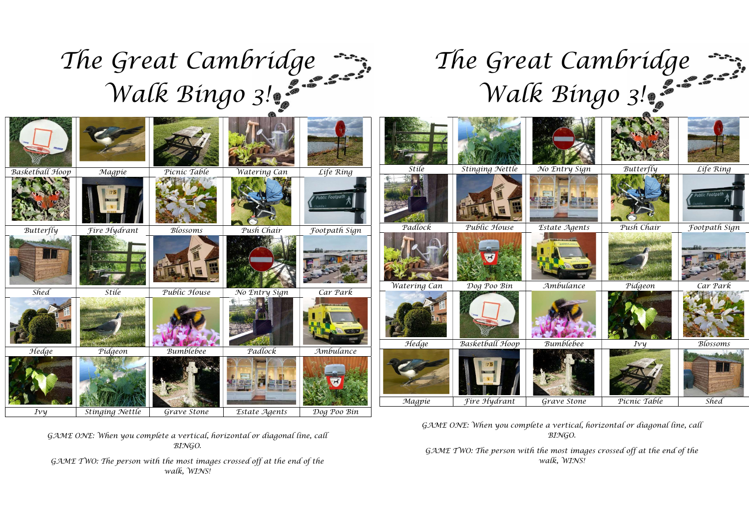# The Great Cambridge Walk Bingo 3!

| | | | | |
|---|---|---|---|---|
| Basketball Hoop | Magpie | Picnic Table | Watering Can | Life Ring |
| Butterfly | Fire Hydrant | Blossoms | Push Chair | Footpath Sign |
| Shed | Stile | Public House | No Entry Sign | Car Park |
| Hedge | Pidgeon | Bumblebee | Padlock | Ambulance |
| Ivy | Stinging Nettle | Grave Stone | Estate Agents | Dog Poo Bin |

GAME ONE: When you complete a vertical, horizontal or diagonal line, call BINGO.

GAME TWO: The person with the most images crossed off at the end of the walk, WINS!

# The Great Cambridge Walk Bingo 3!

| | | | | |
|---|---|---|---|---|
| Stile | Stinging Nettle | No Entry Sign | Butterfly | Life Ring |
| Padlock | Public House | Estate Agents | Push Chair | Footpath Sign |
| Watering Can | Dog Poo Bin | Ambulance | Pidgeon | Car Park |
| Hedge | Basketball Hoop | Bumblebee | Ivy | Blossoms |
| Magpie | Fire Hydrant | Grave Stone | Picnic Table | Shed |

GAME ONE: When you complete a vertical, horizontal or diagonal line, call BINGO.

GAME TWO: The person with the most images crossed off at the end of the walk, WINS!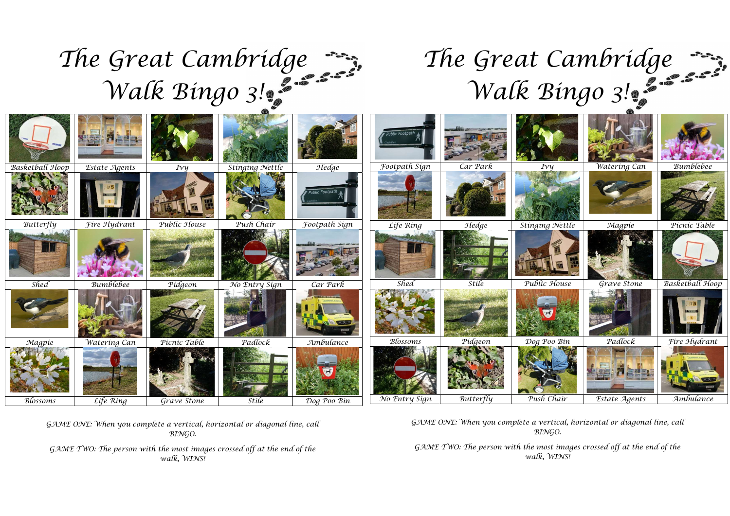# The Great Cambridge Walk Bingo 3!

| | | | | |
|---|---|---|---|---|
| Basketball Hoop | Estate Agents | Ivy | Stinging Nettle | Hedge |
| Butterfly | Fire Hydrant | Public House | Push Chair | Footpath Sign |
| Shed | Bumblebee | Pidgeon | No Entry Sign | Car Park |
| Magpie | Watering Can | Picnic Table | Padlock | Ambulance |
| Blossoms | Life Ring | Grave Stone | Stile | Dog Poo Bin |

*GAME ONE: When you complete a vertical, horizontal or diagonal line, call BINGO.*

*GAME TWO: The person with the most images crossed off at the end of the walk, WINS!*

# The Great Cambridge Walk Bingo 3!

| | | | | |
|---|---|---|---|---|
| Footpath Sign | Car Park | Ivy | Watering Can | Bumblebee |
| Life Ring | Hedge | Stinging Nettle | Magpie | Picnic Table |
| Shed | Stile | Public House | Grave Stone | Basketball Hoop |
| Blossoms | Pidgeon | Dog Poo Bin | Padlock | Fire Hydrant |
| No Entry Sign | Butterfly | Push Chair | Estate Agents | Ambulance |

*GAME ONE: When you complete a vertical, horizontal or diagonal line, call BINGO.*

*GAME TWO: The person with the most images crossed off at the end of the walk, WINS!*